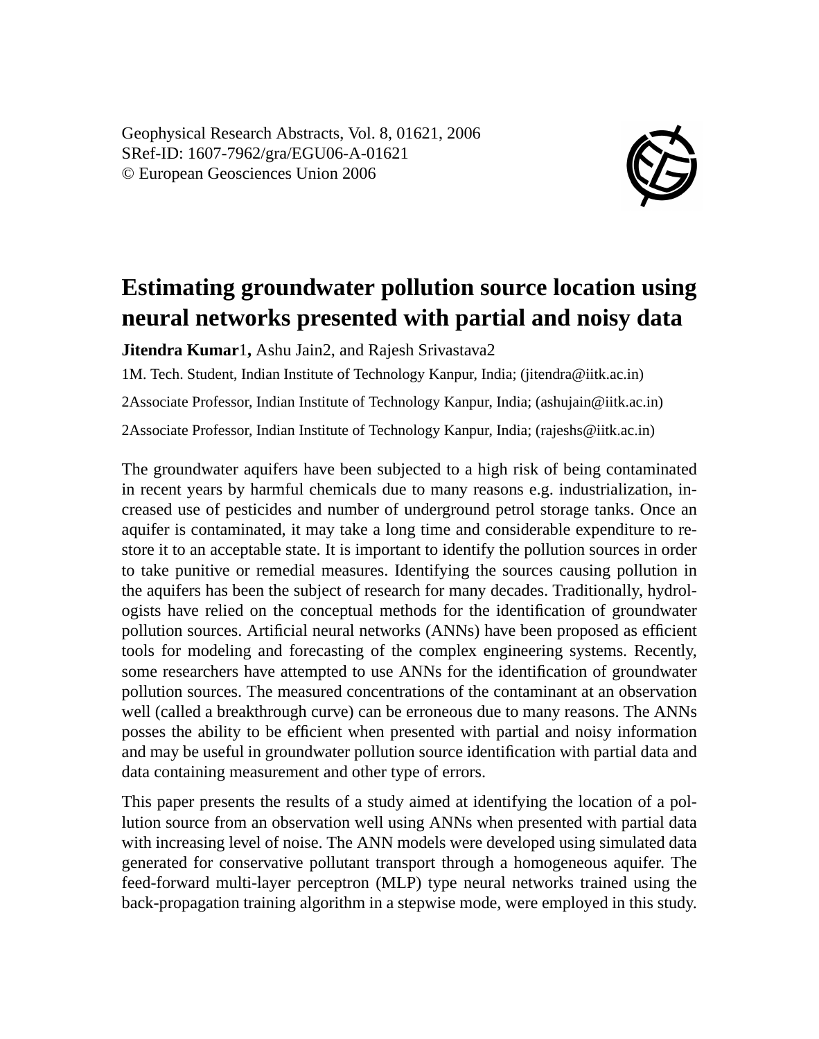Geophysical Research Abstracts, Vol. 8, 01621, 2006
SRef-ID: 1607-7962/gra/EGU06-A-01621
© European Geosciences Union 2006

# Estimating groundwater pollution source location using neural networks presented with partial and noisy data

**Jitendra Kumar**[1], Ashu Jain[2], and Rajesh Srivastava[2]

[1]M. Tech. Student, Indian Institute of Technology Kanpur, India; (jitendra@iitk.ac.in)

[2]Associate Professor, Indian Institute of Technology Kanpur, India; (ashujain@iitk.ac.in)

[2]Associate Professor, Indian Institute of Technology Kanpur, India; (rajeshs@iitk.ac.in)

The groundwater aquifers have been subjected to a high risk of being contaminated in recent years by harmful chemicals due to many reasons e.g. industrialization, increased use of pesticides and number of underground petrol storage tanks. Once an aquifer is contaminated, it may take a long time and considerable expenditure to restore it to an acceptable state. It is important to identify the pollution sources in order to take punitive or remedial measures. Identifying the sources causing pollution in the aquifers has been the subject of research for many decades. Traditionally, hydrologists have relied on the conceptual methods for the identification of groundwater pollution sources. Artificial neural networks (ANNs) have been proposed as efficient tools for modeling and forecasting of the complex engineering systems. Recently, some researchers have attempted to use ANNs for the identification of groundwater pollution sources. The measured concentrations of the contaminant at an observation well (called a breakthrough curve) can be erroneous due to many reasons. The ANNs posses the ability to be efficient when presented with partial and noisy information and may be useful in groundwater pollution source identification with partial data and data containing measurement and other type of errors.

This paper presents the results of a study aimed at identifying the location of a pollution source from an observation well using ANNs when presented with partial data with increasing level of noise. The ANN models were developed using simulated data generated for conservative pollutant transport through a homogeneous aquifer. The feed-forward multi-layer perceptron (MLP) type neural networks trained using the back-propagation training algorithm in a stepwise mode, were employed in this study.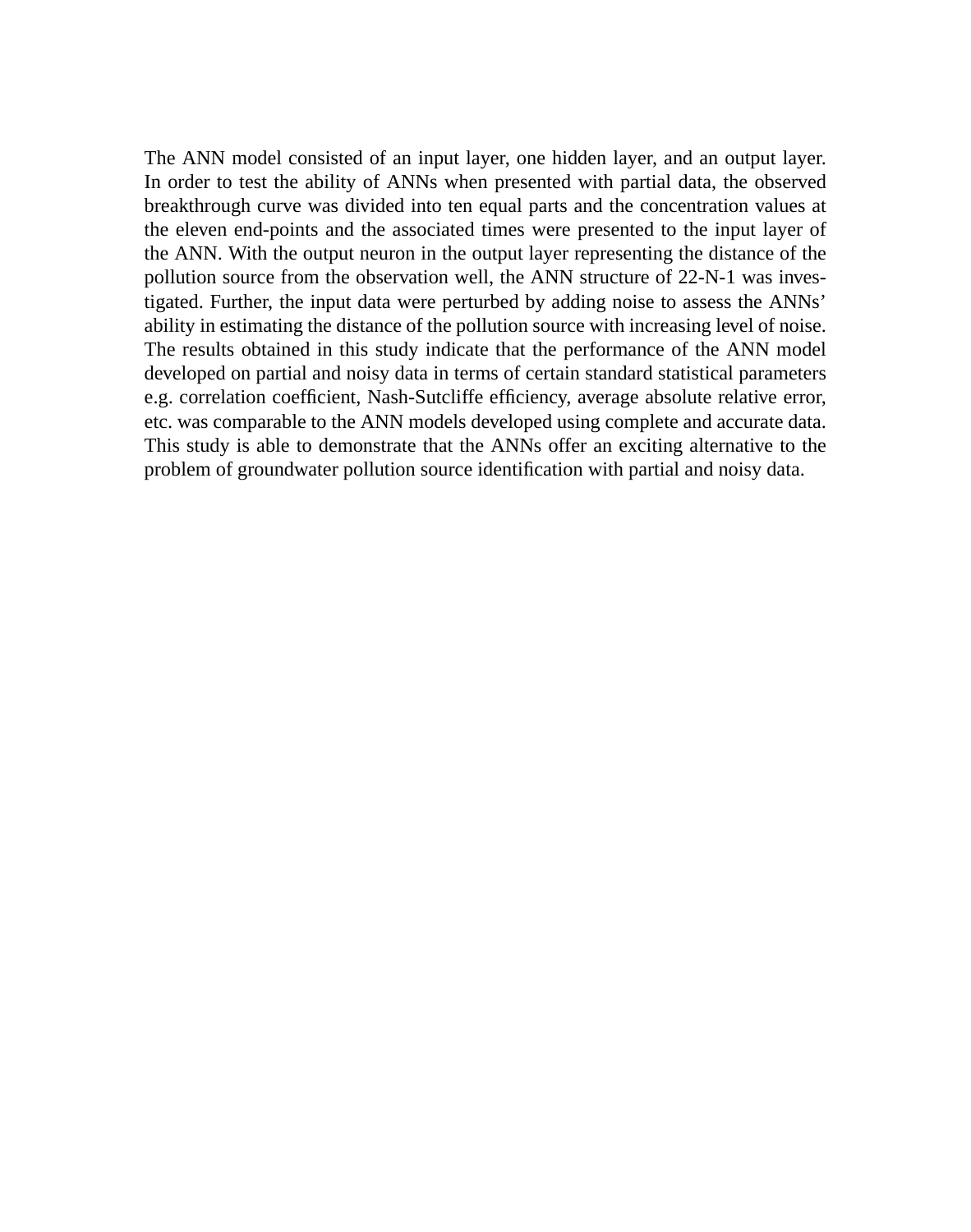The ANN model consisted of an input layer, one hidden layer, and an output layer. In order to test the ability of ANNs when presented with partial data, the observed breakthrough curve was divided into ten equal parts and the concentration values at the eleven end-points and the associated times were presented to the input layer of the ANN. With the output neuron in the output layer representing the distance of the pollution source from the observation well, the ANN structure of 22-N-1 was investigated. Further, the input data were perturbed by adding noise to assess the ANNs' ability in estimating the distance of the pollution source with increasing level of noise. The results obtained in this study indicate that the performance of the ANN model developed on partial and noisy data in terms of certain standard statistical parameters e.g. correlation coefficient, Nash-Sutcliffe efficiency, average absolute relative error, etc. was comparable to the ANN models developed using complete and accurate data. This study is able to demonstrate that the ANNs offer an exciting alternative to the problem of groundwater pollution source identification with partial and noisy data.